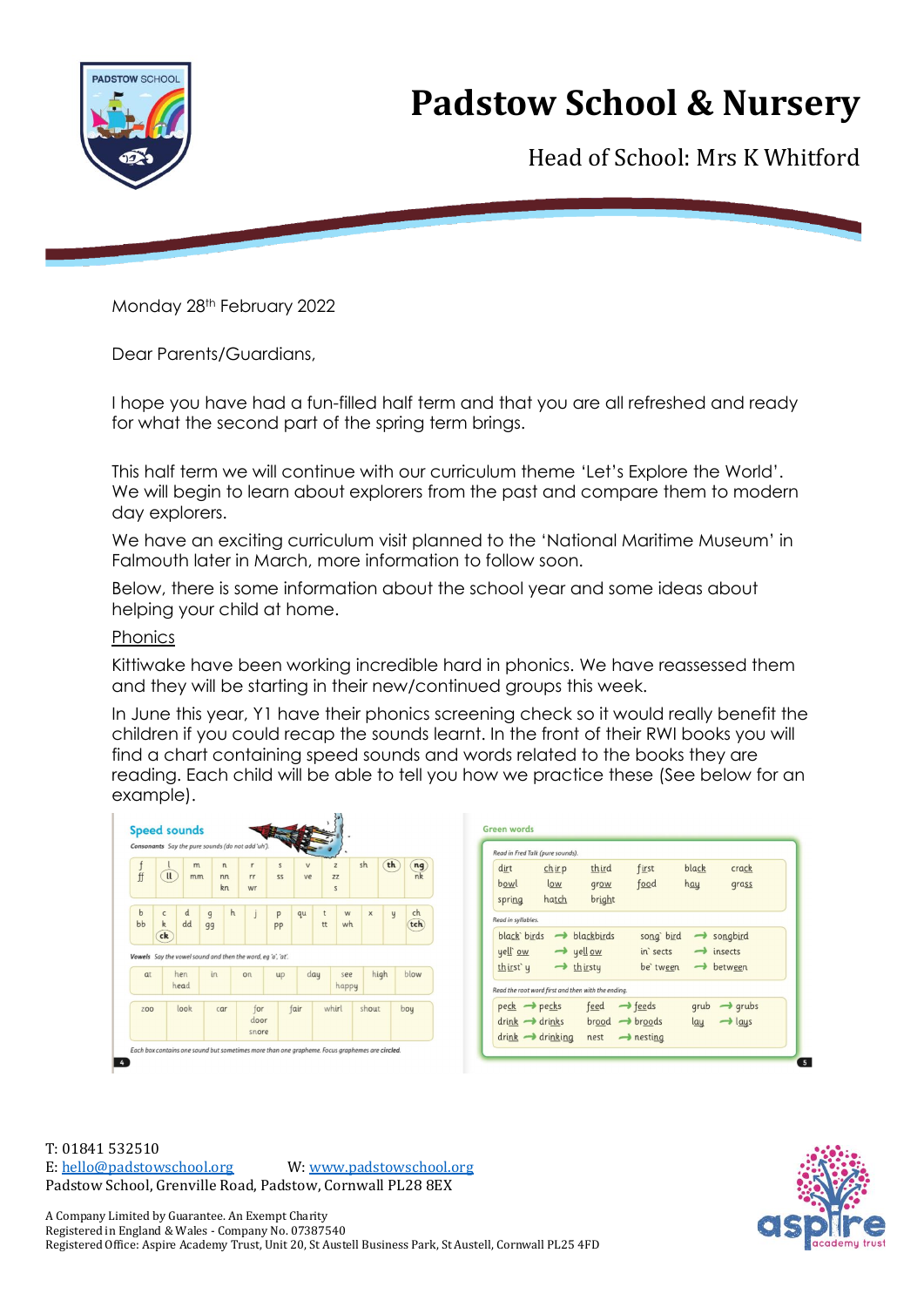# Padstow School & Nursery

Head of School: Mrs K Whitford

Monday 28th February 2022

Dear Parents/Guardians,

I hope you have had a fun-filled half term and that you are all refreshed and ready for what the second part of the spring term brings.

This half term we will continue with our curriculum theme 'Let's Explore the World'. We will begin to learn about explorers from the past and compare them to modern day explorers.

We have an exciting curriculum visit planned to the 'National Maritime Museum' in Falmouth later in March, more information to follow soon.

Below, there is some information about the school year and some ideas about helping your child at home.

## Phonics

Kittiwake have been working incredible hard in phonics. We have reassessed them and they will be starting in their new/continued groups this week.

In June this year, Y1 have their phonics screening check so it would really benefit the children if you could recap the sounds learnt. In the front of their RWI books you will find a chart containing speed sounds and words related to the books they are reading. Each child will be able to tell you how we practice these (See below for an example).

**Speed sounds**

*Consonants* Say the pure sounds (do not add 'uh').

| | | | | | | | | | | | |
|---|---|---|---|---|---|---|---|---|---|---|---|
| f ff | l ll | m mm | n nn kn | r rr wr | s ss | v ve | z zz s | sh | th | ng nk | |

| | | | | | | | | | | | |
|---|---|---|---|---|---|---|---|---|---|---|---|
| b bb | c k ck | d dd | g gg | h | j | p pp | qu | t tt | w wh | x | y | ch tch |

*Vowels* Say the vowel sound and then the word, eg 'a', 'at'.

| | | | | | | | | |
|---|---|---|---|---|---|---|---|---|
| at | hen head | in | on | up | day | see happy | high | blow |

| | | | | | | | |
|---|---|---|---|---|---|---|---|
| zoo | look | car | for door snore | fair | whirl | shout | boy |

Each box contains one sound but sometimes more than one grapheme. Focus graphemes are circled.

**Green words**

*Read in Fred Talk (pure sounds).*

| | | | | | |
|---|---|---|---|---|---|
| dirt | chirp | third | first | black | crack |
| bowl | low | grow | food | hay | grass |
| spring | hatch | bright | | | |

*Read in syllables.*

| | | | |
|---|---|---|---|
| black` birds | → blackbirds | song` bird | → songbird |
| yell` ow | → yellow | in` sects | → insects |
| thirst` y | → thirsty | be` tween | → between |

*Read the root word first and then with the ending.*

| | | | | | |
|---|---|---|---|---|---|
| peck → pecks | | feed → feeds | | grub → grubs | |
| drink → drinks | | brood → broods | | lay → lays | |
| drink → drinking | | nest → nesting | | | |

T: 01841 532510
E: hello@padstowschool.org W: www.padstowschool.org
Padstow School, Grenville Road, Padstow, Cornwall PL28 8EX

A Company Limited by Guarantee. An Exempt Charity
Registered in England & Wales - Company No. 07387540
Registered Office: Aspire Academy Trust, Unit 20, St Austell Business Park, St Austell, Cornwall PL25 4FD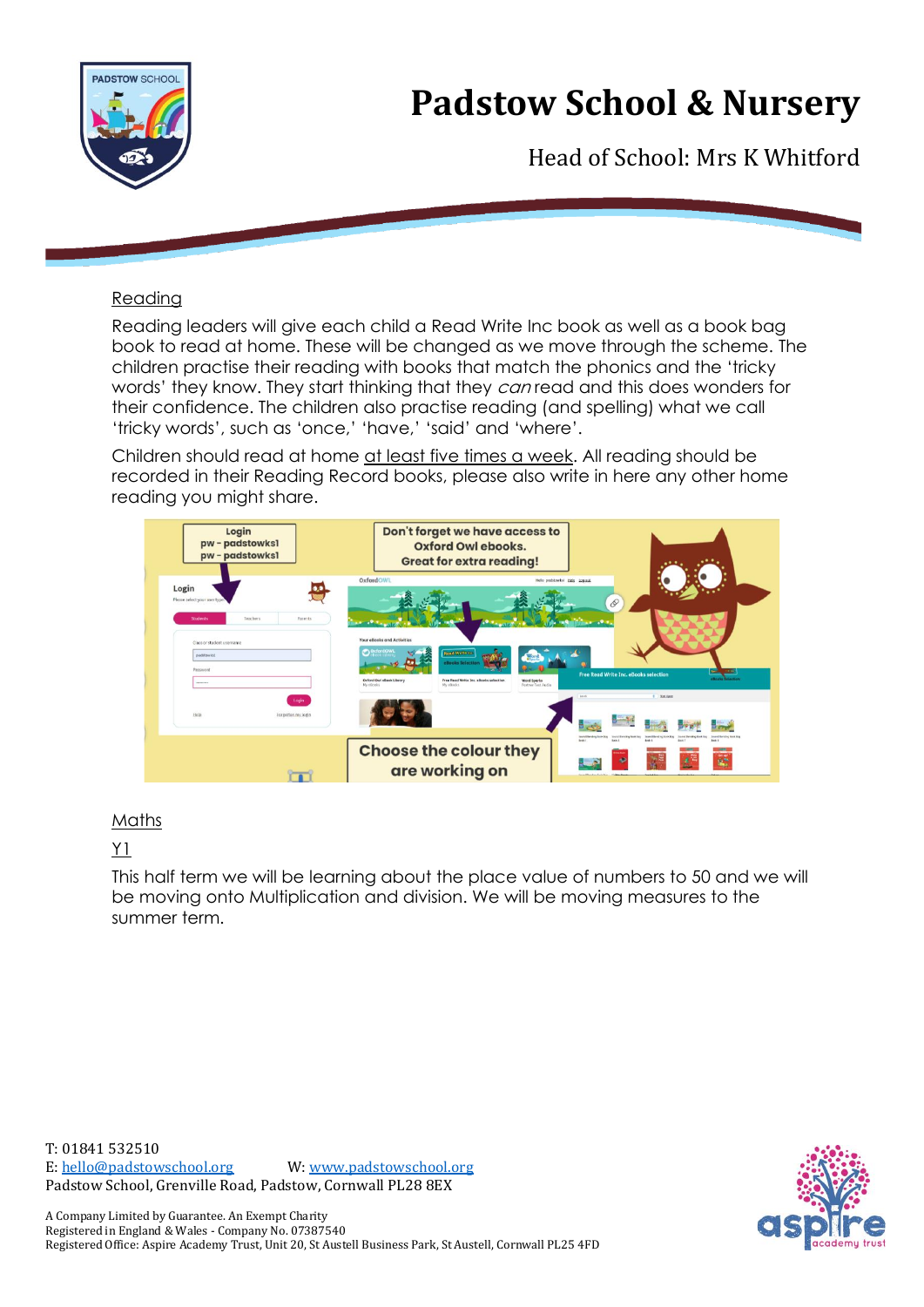## Reading

Reading leaders will give each child a Read Write Inc book as well as a book bag book to read at home. These will be changed as we move through the scheme. The children practise their reading with books that match the phonics and the 'tricky words' they know. They start thinking that they *can* read and this does wonders for their confidence. The children also practise reading (and spelling) what we call 'tricky words', such as 'once,' 'have,' 'said' and 'where'.

Children should read at home at least five times a week. All reading should be recorded in their Reading Record books, please also write in here any other home reading you might share.

Login
pw – padstowks1
pw – padstowks1

Don't forget we have access to Oxford Owl ebooks. Great for extra reading!

Choose the colour they are working on

## Maths

### Y1

This half term we will be learning about the place value of numbers to 50 and we will be moving onto Multiplication and division. We will be moving measures to the summer term.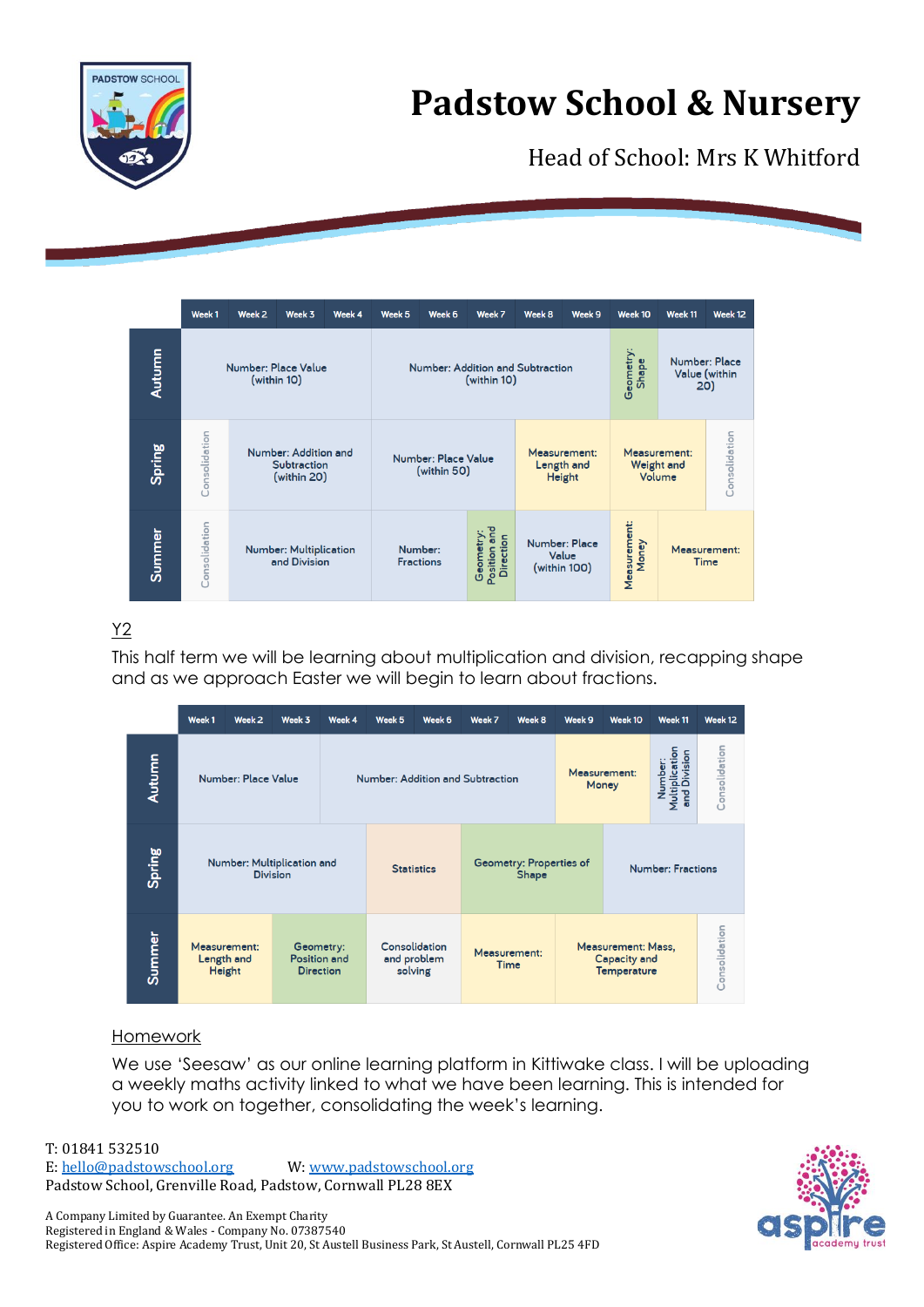| | Week 1 | Week 2 | Week 3 | Week 4 | Week 5 | Week 6 | Week 7 | Week 8 | Week 9 | Week 10 | Week 11 | Week 12 |
|---|---|---|---|---|---|---|---|---|---|---|---|---|
| Autumn | Number: Place Value (within 10) | | | | Number: Addition and Subtraction (within 10) | | | | | Geometry: Shape | Number: Place Value (within 20) | |
| Spring | Consolidation | Number: Addition and Subtraction (within 20) | | | Number: Place Value (within 50) | | | Measurement: Length and Height | | Measurement: Weight and Volume | | Consolidation |
| Summer | Consolidation | Number: Multiplication and Division | | | Number: Fractions | | Geometry: Position and Direction | Number: Place Value (within 100) | | Measurement: Money | Measurement: Time | |

Y2

This half term we will be learning about multiplication and division, recapping shape and as we approach Easter we will begin to learn about fractions.

| | Week 1 | Week 2 | Week 3 | Week 4 | Week 5 | Week 6 | Week 7 | Week 8 | Week 9 | Week 10 | Week 11 | Week 12 |
|---|---|---|---|---|---|---|---|---|---|---|---|---|
| Autumn | Number: Place Value | | | Number: Addition and Subtraction | | | | | Measurement: Money | | Number: Multiplication and Division | Consolidation |
| Spring | Number: Multiplication and Division | | | | Statistics | | Geometry: Properties of Shape | | | Number: Fractions | | |
| Summer | Measurement: Length and Height | | Geometry: Position and Direction | | Consolidation and problem solving | | Measurement: Time | | Measurement: Mass, Capacity and Temperature | | | Consolidation |

Homework

We use 'Seesaw' as our online learning platform in Kittiwake class. I will be uploading a weekly maths activity linked to what we have been learning. This is intended for you to work on together, consolidating the week's learning.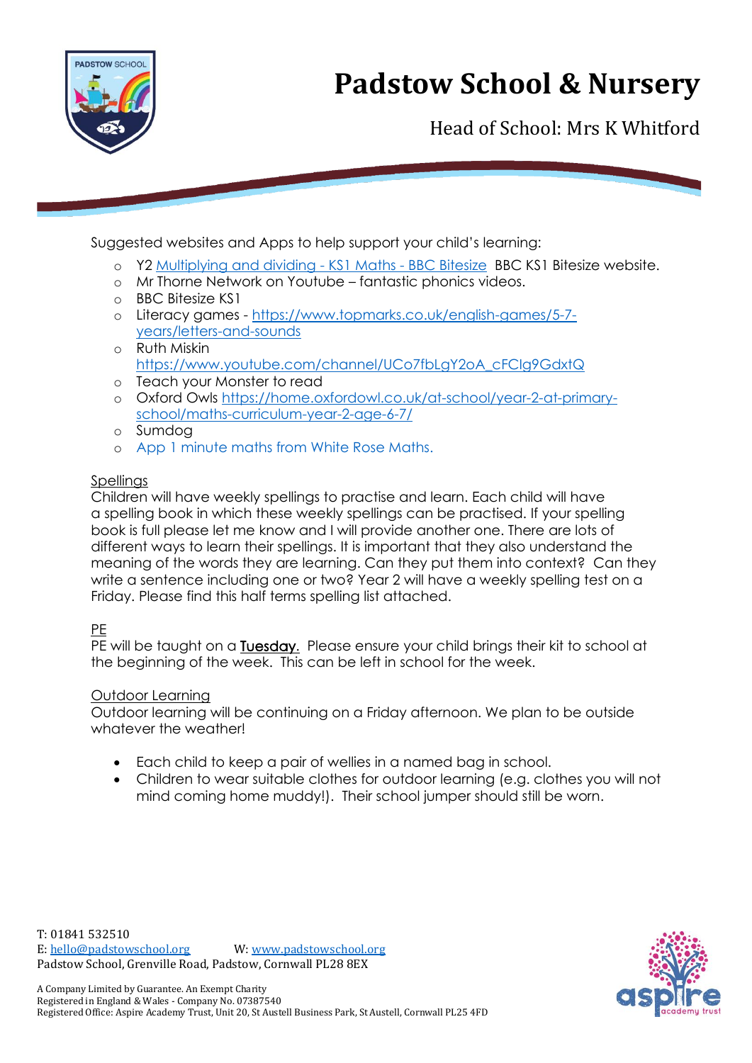Suggested websites and Apps to help support your child's learning:

- Y2 Multiplying and dividing - KS1 Maths - BBC Bitesize BBC KS1 Bitesize website.
- Mr Thorne Network on Youtube – fantastic phonics videos.
- BBC Bitesize KS1
- Literacy games - https://www.topmarks.co.uk/english-games/5-7-years/letters-and-sounds
- Ruth Miskin https://www.youtube.com/channel/UCo7fbLgY2oA_cFCIg9GdxtQ
- Teach your Monster to read
- Oxford Owls https://home.oxfordowl.co.uk/at-school/year-2-at-primary-school/maths-curriculum-year-2-age-6-7/
- Sumdog
- App 1 minute maths from White Rose Maths.

Spellings

Children will have weekly spellings to practise and learn. Each child will have a spelling book in which these weekly spellings can be practised. If your spelling book is full please let me know and I will provide another one. There are lots of different ways to learn their spellings. It is important that they also understand the meaning of the words they are learning. Can they put them into context? Can they write a sentence including one or two? Year 2 will have a weekly spelling test on a Friday. Please find this half terms spelling list attached.

PE

PE will be taught on a **Tuesday**. Please ensure your child brings their kit to school at the beginning of the week. This can be left in school for the week.

Outdoor Learning

Outdoor learning will be continuing on a Friday afternoon. We plan to be outside whatever the weather!

- Each child to keep a pair of wellies in a named bag in school.
- Children to wear suitable clothes for outdoor learning (e.g. clothes you will not mind coming home muddy!). Their school jumper should still be worn.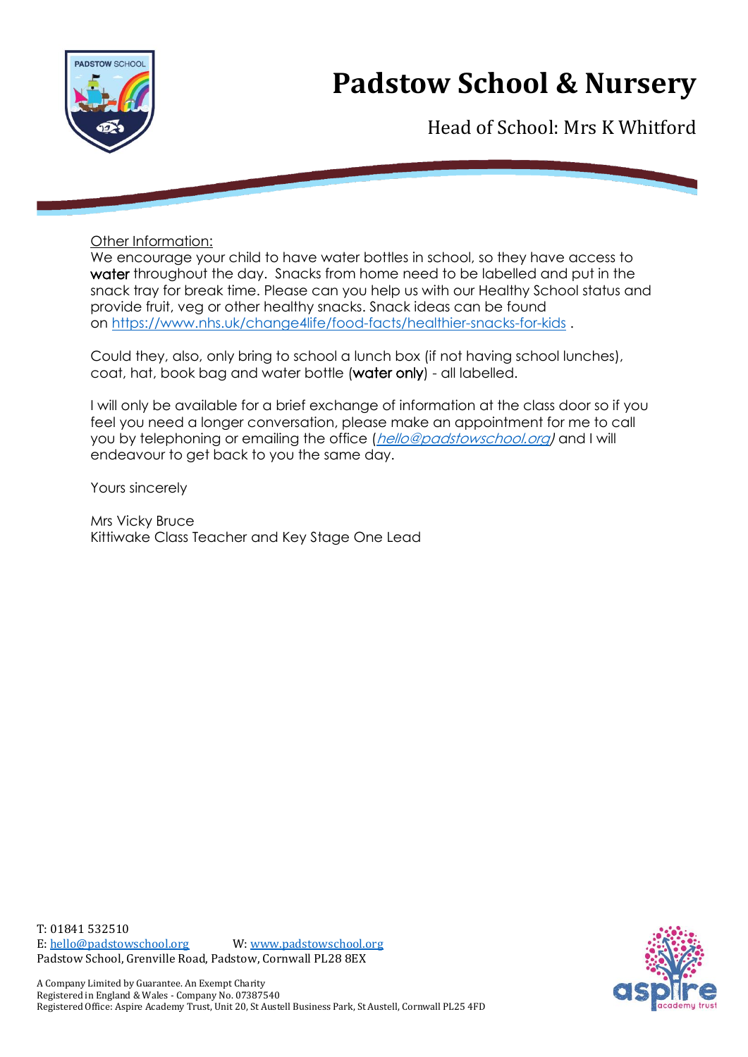# Padstow School & Nursery

Head of School: Mrs K Whitford

Other Information:

We encourage your child to have water bottles in school, so they have access to **water** throughout the day. Snacks from home need to be labelled and put in the snack tray for break time. Please can you help us with our Healthy School status and provide fruit, veg or other healthy snacks. Snack ideas can be found on https://www.nhs.uk/change4life/food-facts/healthier-snacks-for-kids .

Could they, also, only bring to school a lunch box (if not having school lunches), coat, hat, book bag and water bottle (**water only**) - all labelled.

I will only be available for a brief exchange of information at the class door so if you feel you need a longer conversation, please make an appointment for me to call you by telephoning or emailing the office (*hello@padstowschool.org)* and I will endeavour to get back to you the same day.

Yours sincerely

Mrs Vicky Bruce
Kittiwake Class Teacher and Key Stage One Lead

T: 01841 532510
E: hello@padstowschool.org W: www.padstowschool.org
Padstow School, Grenville Road, Padstow, Cornwall PL28 8EX

A Company Limited by Guarantee. An Exempt Charity
Registered in England & Wales - Company No. 07387540
Registered Office: Aspire Academy Trust, Unit 20, St Austell Business Park, St Austell, Cornwall PL25 4FD